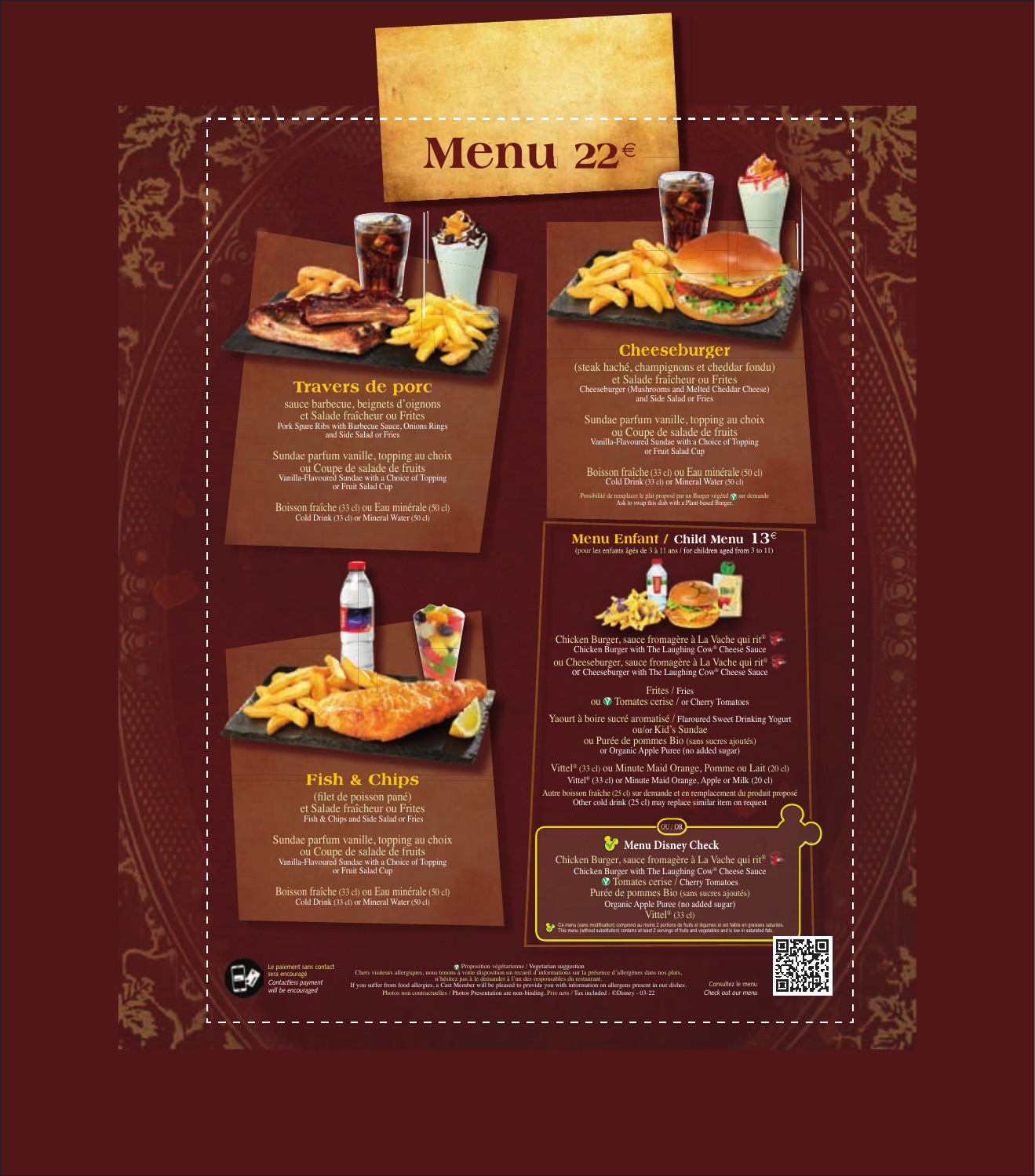# Menu 22€

## Travers de porc

sauce barbecue, beignets d'oignons
et Salade fraîcheur ou Frites
Pork Spare Ribs with Barbecue Sauce, Onions Rings
and Side Salad or Fries

Sundae parfum vanille, topping au choix
ou Coupe de salade de fruits
Vanilla-Flavoured Sundae with a Choice of Topping
or Fruit Salad Cup

Boisson fraîche (33 cl) ou Eau minérale (50 cl)
Cold Drink (33 cl) or Mineral Water (50 cl)

## Cheeseburger

(steak haché, champignons et cheddar fondu)
et Salade fraîcheur ou Frites
Cheeseburger (Mushrooms and Melted Cheddar Cheese)
and Side Salad or Fries

Sundae parfum vanille, topping au choix
ou Coupe de salade de fruits
Vanilla-Flavoured Sundae with a Choice of Topping
or Fruit Salad Cup

Boisson fraîche (33 cl) ou Eau minérale (50 cl)
Cold Drink (33 cl) or Mineral Water (50 cl)

Possibilité de remplacer le plat proposé par un Burger végétal sur demande
Ask to swap this dish with a Plant-based Burger.

## Fish & Chips

(filet de poisson pané)
et Salade fraîcheur ou Frites
Fish & Chips and Side Salad or Fries

Sundae parfum vanille, topping au choix
ou Coupe de salade de fruits
Vanilla-Flavoured Sundae with a Choice of Topping
or Fruit Salad Cup

Boisson fraîche (33 cl) ou Eau minérale (50 cl)
Cold Drink (33 cl) or Mineral Water (50 cl)

## Menu Enfant / Child Menu 13€

(pour les enfants âgés de 3 à 11 ans / for children aged from 3 to 11)

Chicken Burger, sauce fromagère à La Vache qui rit®
Chicken Burger with The Laughing Cow® Cheese Sauce
ou Cheeseburger, sauce fromagère à La Vache qui rit®
or Cheeseburger with The Laughing Cow® Cheese Sauce

Frites / Fries
ou Tomates cerise / or Cherry Tomatoes

Yaourt à boire sucré aromatisé / Flavoured Sweet Drinking Yogurt
ou/or Kid's Sundae
ou Purée de pommes Bio (sans sucres ajoutés)
or Organic Apple Puree (no added sugar)

Vittel® (33 cl) ou Minute Maid Orange, Pomme ou Lait (20 cl)
Vittel® (33 cl) or Minute Maid Orange, Apple or Milk (20 cl)

Autre boisson fraîche (25 cl) sur demande et en remplacement du produit proposé
Other cold drink (25 cl) may replace similar item on request

OU / OR

### Menu Disney Check

Chicken Burger, sauce fromagère à La Vache qui rit®
Chicken Burger with The Laughing Cow® Cheese Sauce
Tomates cerise / Cherry Tomatoes
Purée de pommes Bio (sans sucres ajoutés)
Organic Apple Puree (no added sugar)
Vittel® (33 cl)

Ce menu (sans modification) comprend au moins 2 portions de fruits et légumes et est faible en graisses saturées.
This menu (without substitution) contains at least 2 servings of fruits and vegetables and is low in saturated fats.

---

Le paiement sans contact sera encouragé
*Contactless payment will be encouraged*

Proposition végétarienne / Vegetarian suggestion
Chers visiteurs allergiques, nous tenons à votre disposition un recueil d'informations sur la présence d'allergènes dans nos plats, n'hésitez pas à le demander à l'un des responsables du restaurant.
If you suffer from food allergies, a Cast Member will be pleased to provide you with information on allergens present in our dishes.
Photos non contractuelles / Photos Presentation are non-binding. Prix nets / Tax included - ©Disney - 03-22

Consultez le menu
*Check out our menu*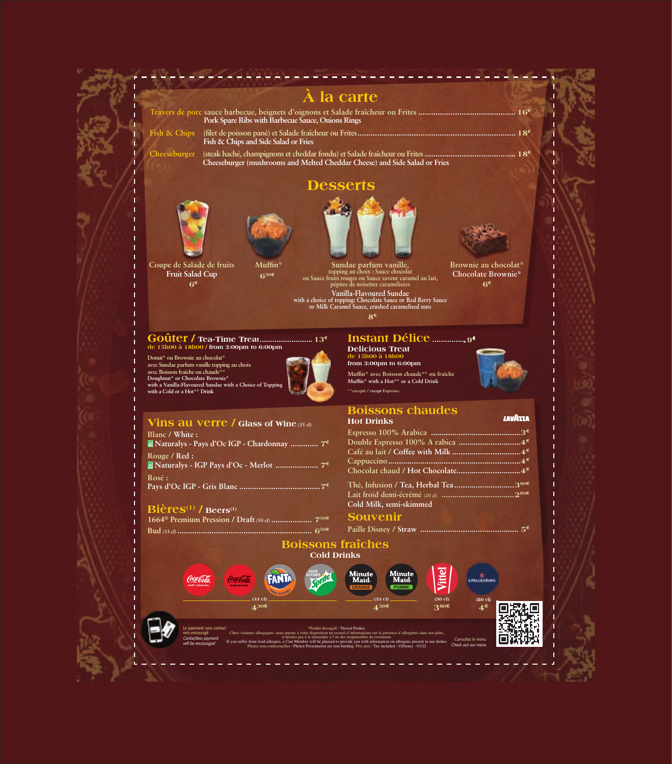# À la carte

**Travers de porc** sauce barbecue, beignets d'oignons et Salade fraîcheur ou Frites ............ 16€
Pork Spare Ribs with Barbecue Sauce, Onions Rings

**Fish & Chips** (filet de poisson pané) et Salade fraîcheur ou Frites ............ 18€
Fish & Chips and Side Salad or Fries

**Cheeseburger** (steak haché, champignons et cheddar fondu) et Salade fraîcheur ou Frites ............ 18€
Cheeseburger (mushrooms and Melted Cheddar Cheese) and Side Salad or Fries

# Desserts

Coupe de Salade de fruits
Fruit Salad Cup
6€

Muffin*
6,30€

Sundae parfum vanille,
topping au choix : Sauce chocolat ou Sauce fruits rouges ou Sauce saveur caramel au lait, pépites de noisettes caramélisées
Vanilla-Flavoured Sundae
with a choice of topping: Chocolate Sauce or Red Berry Sauce or Milk Caramel Sauce, crushed caramelised nuts
8€

Brownie au chocolat*
Chocolate Brownie*
6€

## Goûter / Tea-Time Treat ............ 13€
de 15h00 à 18h00 / from 3:00pm to 6:00pm

Donut* ou Brownie au chocolat*
avec Sundae parfum vanille topping au choix
avec Boisson fraîche ou chaude**
Doughnut* or Chocolate Brownie*
with a Vanilla-Flavoured Sundae with a Choice of Topping
with a Cold or a Hot** Drink

## Instant Délice ............ 9€
Delicious Treat
de 15h00 à 18h00
from 3:00pm to 6:00pm

Muffin* avec Boisson chaude** ou fraîche
Muffin* with a Hot** or a Cold Drink

**excepté / except Espresso.

## Vins au verre / Glass of Wine (15 cl)

Blanc / White :
Naturalys - Pays d'Oc IGP - Chardonnay ............ 7€

Rouge / Red :
Naturalys - IGP Pays d'Oc - Merlot ............ 7€

Rosé :
Pays d'Oc IGP - Gris Blanc ............ 7€

## Bières(1) / Beers(1)

1664© Premium Pression / Draft (50 cl) ............ 7,50€
Bud (33 cl) ............ 6,50€

## Boissons chaudes
Hot Drinks

LAVAZZA

Espresso 100% Arabica ............ 3€
Double Espresso 100% A rabica ............ 4€
Café au lait / Coffee with Milk ............ 4€
Cappuccino ............ 4€
Chocolat chaud / Hot Chocolate ............ 4€

Thé, Infusion / Tea, Herbal Tea ............ 3,80€
Lait froid demi-écrémé (20 cl) ............ 2,80€
Cold Milk, semi-skimmed

## Souvenir

Paille Disney / Straw ............ 5€

## Boissons fraîches
Cold Drinks

Coca-Cola Goût Original, Coca-Cola Sans Sucres, Fanta Sans Sucres, Sprite Sans Sucres (33 cl) 4,30€

Minute Maid Orange, Minute Maid Pomme (33 cl) 4,50€

Vittel (50 cl) 3,80€

S.Pellegrino (50 cl) 4€

Le paiement sans contact sera encouragé
Contactless payment will be encouraged

*Produit décongelé / Thawed Product.
Chers visiteurs allergiques, nous tenons à votre disposition un recueil d'informations sur la présence d'allergènes dans nos plats, n'hésitez pas à le demander à l'un des responsables du restaurant.
If you suffer from food allergies, a Cast Member will be pleased to provide you with information on allergens present in our dishes.
Photos non contractuelles / Photos Presentation are non-binding. Prix nets / Tax included - ©Disney - 03/22

Consultez le menu
Check out our menu